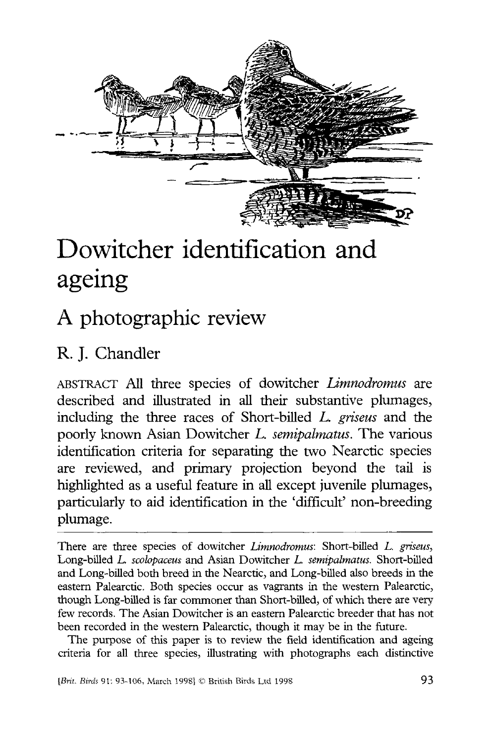# Dowitcher identification and ageing

## A photographic review

R. J. Chandler

ABSTRACT All three species of dowitcher *Limnodromus* are described and illustrated in all their substantive plumages, including the three races of Short-billed *L. griseus* and the poorly known Asian Dowitcher *L. semipalmatus*. The various identification criteria for separating the two Nearctic species are reviewed, and primary projection beyond the tail is highlighted as a useful feature in all except juvenile plumages, particularly to aid identification in the 'difficult' non-breeding plumage.

---

There are three species of dowitcher *Limnodromus*: Short-billed *L. griseus*, Long-billed *L. scolopaceus* and Asian Dowitcher *L. semipalmatus*. Short-billed and Long-billed both breed in the Nearctic, and Long-billed also breeds in the eastern Palearctic. Both species occur as vagrants in the western Palearctic, though Long-billed is far commoner than Short-billed, of which there are very few records. The Asian Dowitcher is an eastern Palearctic breeder that has not been recorded in the western Palearctic, though it may be in the future.

The purpose of this paper is to review the field identification and ageing criteria for all three species, illustrating with photographs each distinctive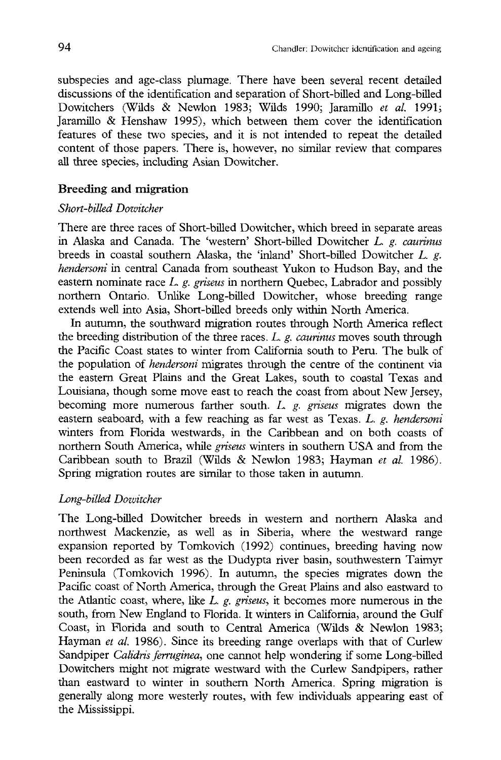subspecies and age-class plumage. There have been several recent detailed discussions of the identification and separation of Short-billed and Long-billed Dowitchers (Wilds & Newlon 1983; Wilds 1990; Jaramillo *et al.* 1991; Jaramillo & Henshaw 1995), which between them cover the identification features of these two species, and it is not intended to repeat the detailed content of those papers. There is, however, no similar review that compares all three species, including Asian Dowitcher.

## Breeding and migration

### *Short-billed Dowitcher*

There are three races of Short-billed Dowitcher, which breed in separate areas in Alaska and Canada. The 'western' Short-billed Dowitcher *L. g. caurinus* breeds in coastal southern Alaska, the 'inland' Short-billed Dowitcher *L. g. hendersoni* in central Canada from southeast Yukon to Hudson Bay, and the eastern nominate race *L. g. griseus* in northern Quebec, Labrador and possibly northern Ontario. Unlike Long-billed Dowitcher, whose breeding range extends well into Asia, Short-billed breeds only within North America.

In autumn, the southward migration routes through North America reflect the breeding distribution of the three races. *L. g. caurinus* moves south through the Pacific Coast states to winter from California south to Peru. The bulk of the population of *hendersoni* migrates through the centre of the continent via the eastern Great Plains and the Great Lakes, south to coastal Texas and Louisiana, though some move east to reach the coast from about New Jersey, becoming more numerous farther south. *L. g. griseus* migrates down the eastern seaboard, with a few reaching as far west as Texas. *L. g. hendersoni* winters from Florida westwards, in the Caribbean and on both coasts of northern South America, while *griseus* winters in southern USA and from the Caribbean south to Brazil (Wilds & Newlon 1983; Hayman *et al.* 1986). Spring migration routes are similar to those taken in autumn.

### *Long-billed Dowitcher*

The Long-billed Dowitcher breeds in western and northern Alaska and northwest Mackenzie, as well as in Siberia, where the westward range expansion reported by Tomkovich (1992) continues, breeding having now been recorded as far west as the Dudypta river basin, southwestern Taimyr Peninsula (Tomkovich 1996). In autumn, the species migrates down the Pacific coast of North America, through the Great Plains and also eastward to the Atlantic coast, where, like *L. g. griseus*, it becomes more numerous in the south, from New England to Florida. It winters in California, around the Gulf Coast, in Florida and south to Central America (Wilds & Newlon 1983; Hayman *et al.* 1986). Since its breeding range overlaps with that of Curlew Sandpiper *Calidris ferruginea*, one cannot help wondering if some Long-billed Dowitchers might not migrate westward with the Curlew Sandpipers, rather than eastward to winter in southern North America. Spring migration is generally along more westerly routes, with few individuals appearing east of the Mississippi.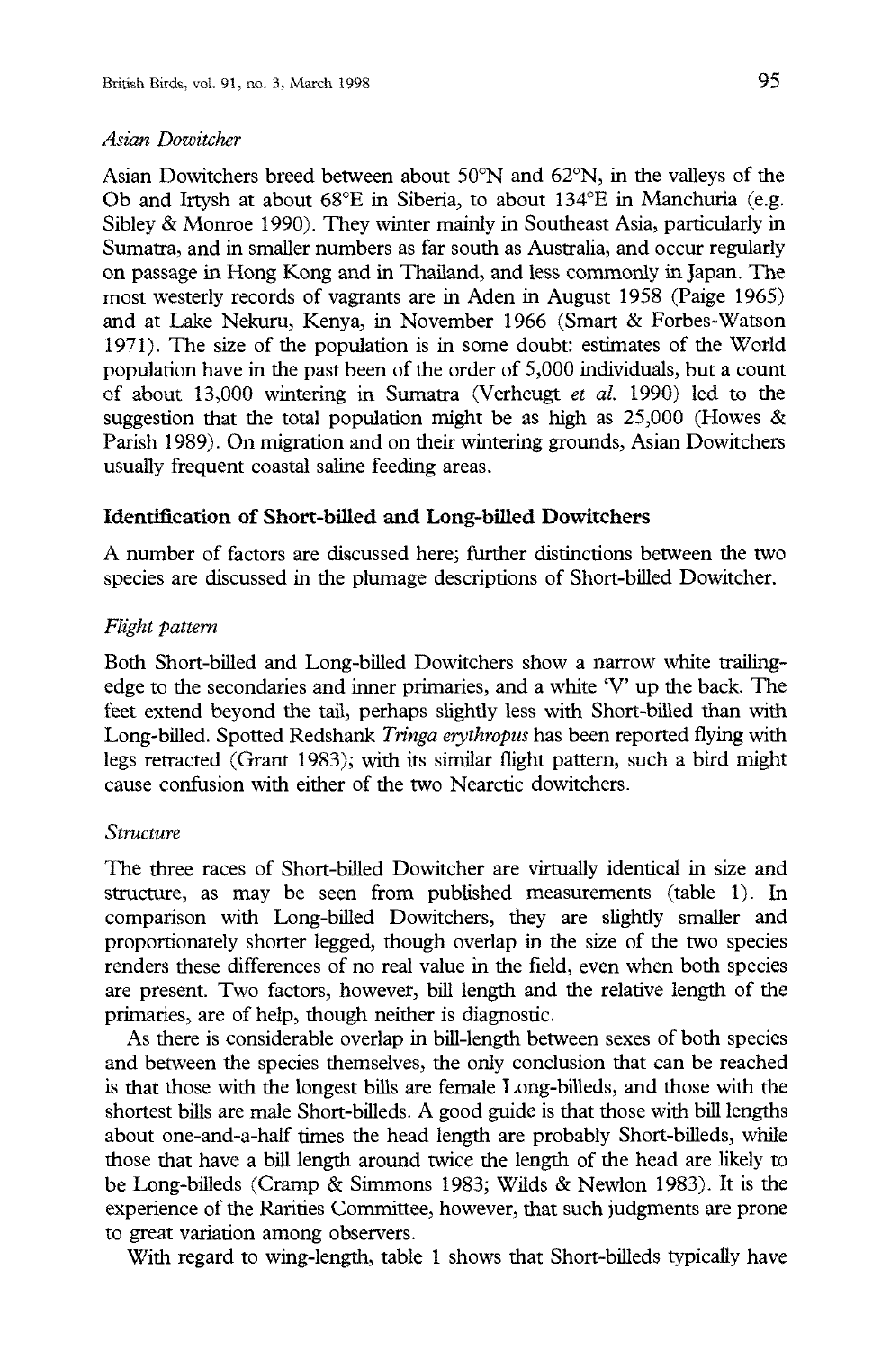*Asian Dowitcher*

Asian Dowitchers breed between about 50°N and 62°N, in the valleys of the Ob and Irtysh at about 68°E in Siberia, to about 134°E in Manchuria (e.g. Sibley & Monroe 1990). They winter mainly in Southeast Asia, particularly in Sumatra, and in smaller numbers as far south as Australia, and occur regularly on passage in Hong Kong and in Thailand, and less commonly in Japan. The most westerly records of vagrants are in Aden in August 1958 (Paige 1965) and at Lake Nekuru, Kenya, in November 1966 (Smart & Forbes-Watson 1971). The size of the population is in some doubt: estimates of the World population have in the past been of the order of 5,000 individuals, but a count of about 13,000 wintering in Sumatra (Verheugt *et al.* 1990) led to the suggestion that the total population might be as high as 25,000 (Howes & Parish 1989). On migration and on their wintering grounds, Asian Dowitchers usually frequent coastal saline feeding areas.

## Identification of Short-billed and Long-billed Dowitchers

A number of factors are discussed here; further distinctions between the two species are discussed in the plumage descriptions of Short-billed Dowitcher.

*Flight pattern*

Both Short-billed and Long-billed Dowitchers show a narrow white trailing-edge to the secondaries and inner primaries, and a white 'V' up the back. The feet extend beyond the tail, perhaps slightly less with Short-billed than with Long-billed. Spotted Redshank *Tringa erythropus* has been reported flying with legs retracted (Grant 1983); with its similar flight pattern, such a bird might cause confusion with either of the two Nearctic dowitchers.

*Structure*

The three races of Short-billed Dowitcher are virtually identical in size and structure, as may be seen from published measurements (table 1). In comparison with Long-billed Dowitchers, they are slightly smaller and proportionately shorter legged, though overlap in the size of the two species renders these differences of no real value in the field, even when both species are present. Two factors, however, bill length and the relative length of the primaries, are of help, though neither is diagnostic.

As there is considerable overlap in bill-length between sexes of both species and between the species themselves, the only conclusion that can be reached is that those with the longest bills are female Long-billeds, and those with the shortest bills are male Short-billeds. A good guide is that those with bill lengths about one-and-a-half times the head length are probably Short-billeds, while those that have a bill length around twice the length of the head are likely to be Long-billeds (Cramp & Simmons 1983; Wilds & Newlon 1983). It is the experience of the Rarities Committee, however, that such judgments are prone to great variation among observers.

With regard to wing-length, table 1 shows that Short-billeds typically have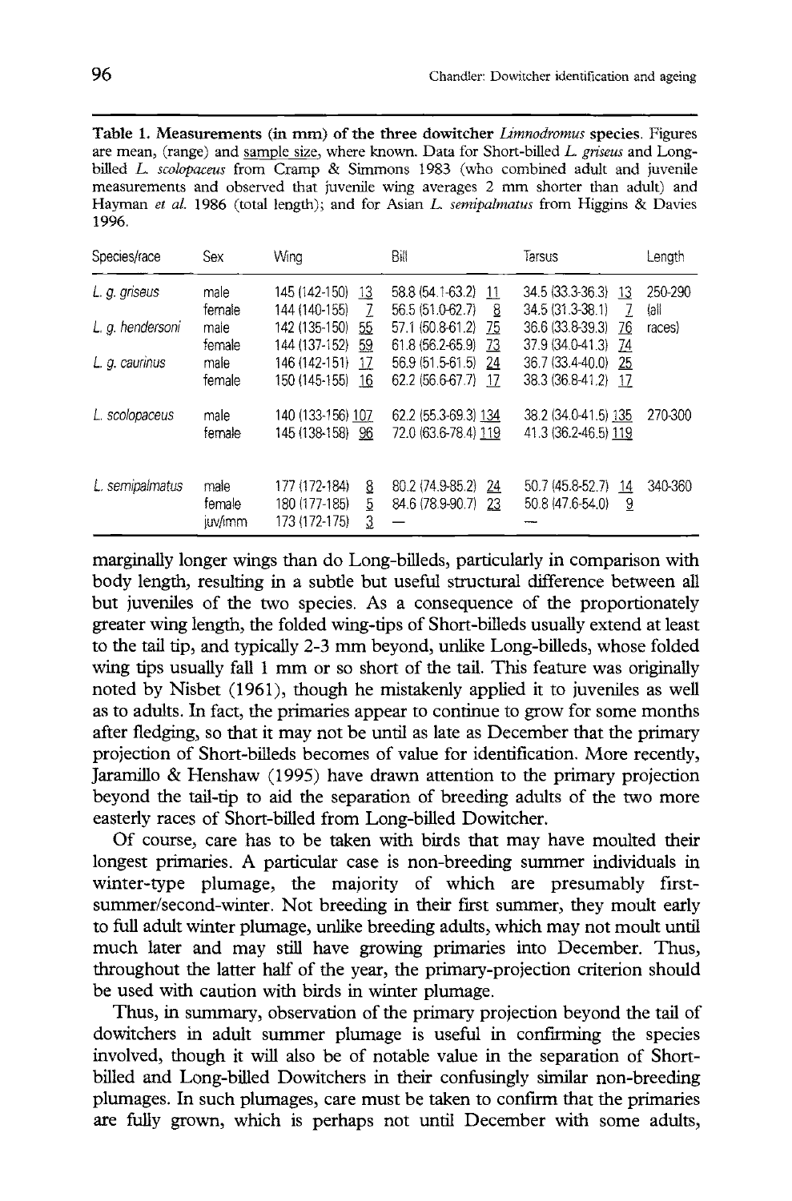**Table 1. Measurements (in mm) of the three dowitcher *Limnodromus* species.** Figures are mean, (range) and sample size, where known. Data for Short-billed *L. griseus* and Long-billed *L. scolopaceus* from Cramp & Simmons 1983 (who combined adult and juvenile measurements and observed that juvenile wing averages 2 mm shorter than adult) and Hayman *et al.* 1986 (total length); and for Asian *L. semipalmatus* from Higgins & Davies 1996.

| Species/race | Sex | Wing | Bill | Tarsus | Length |
|---|---|---|---|---|---|
| *L. g. griseus* | male | 145 (142-150) 13 | 58.8 (54.1-63.2) 11 | 34.5 (33.3-36.3) 13 | 250-290 |
| | female | 144 (140-155) 7 | 56.5 (51.0-62.7) 8 | 34.5 (31.3-38.1) 7 | (all |
| *L. g. hendersoni* | male | 142 (135-150) 55 | 57.1 (50.8-61.2) 75 | 36.6 (33.8-39.3) 76 | races) |
| | female | 144 (137-152) 59 | 61.8 (56.2-65.9) 73 | 37.9 (34.0-41.3) 74 | |
| *L. g. caurinus* | male | 146 (142-151) 17 | 56.9 (51.5-61.5) 24 | 36.7 (33.4-40.0) 25 | |
| | female | 150 (145-155) 16 | 62.2 (56.6-67.7) 17 | 38.3 (36.8-41.2) 17 | |
| *L. scolopaceus* | male | 140 (133-156) 107 | 62.2 (55.3-69.3) 134 | 38.2 (34.0-41.5) 135 | 270-300 |
| | female | 145 (138-158) 96 | 72.0 (63.6-78.4) 119 | 41.3 (36.2-46.5) 119 | |
| *L. semipalmatus* | male | 177 (172-184) 8 | 80.2 (74.9-85.2) 24 | 50.7 (45.8-52.7) 14 | 340-360 |
| | female | 180 (177-185) 5 | 84.6 (78.9-90.7) 23 | 50.8 (47.6-54.0) 9 | |
| | juv/imm | 173 (172-175) 3 | — | — | |

marginally longer wings than do Long-billeds, particularly in comparison with body length, resulting in a subtle but useful structural difference between all but juveniles of the two species. As a consequence of the proportionately greater wing length, the folded wing-tips of Short-billeds usually extend at least to the tail tip, and typically 2-3 mm beyond, unlike Long-billeds, whose folded wing tips usually fall 1 mm or so short of the tail. This feature was originally noted by Nisbet (1961), though he mistakenly applied it to juveniles as well as to adults. In fact, the primaries appear to continue to grow for some months after fledging, so that it may not be until as late as December that the primary projection of Short-billeds becomes of value for identification. More recently, Jaramillo & Henshaw (1995) have drawn attention to the primary projection beyond the tail-tip to aid the separation of breeding adults of the two more easterly races of Short-billed from Long-billed Dowitcher.

Of course, care has to be taken with birds that may have moulted their longest primaries. A particular case is non-breeding summer individuals in winter-type plumage, the majority of which are presumably first-summer/second-winter. Not breeding in their first summer, they moult early to full adult winter plumage, unlike breeding adults, which may not moult until much later and may still have growing primaries into December. Thus, throughout the latter half of the year, the primary-projection criterion should be used with caution with birds in winter plumage.

Thus, in summary, observation of the primary projection beyond the tail of dowitchers in adult summer plumage is useful in confirming the species involved, though it will also be of notable value in the separation of Short-billed and Long-billed Dowitchers in their confusingly similar non-breeding plumages. In such plumages, care must be taken to confirm that the primaries are fully grown, which is perhaps not until December with some adults,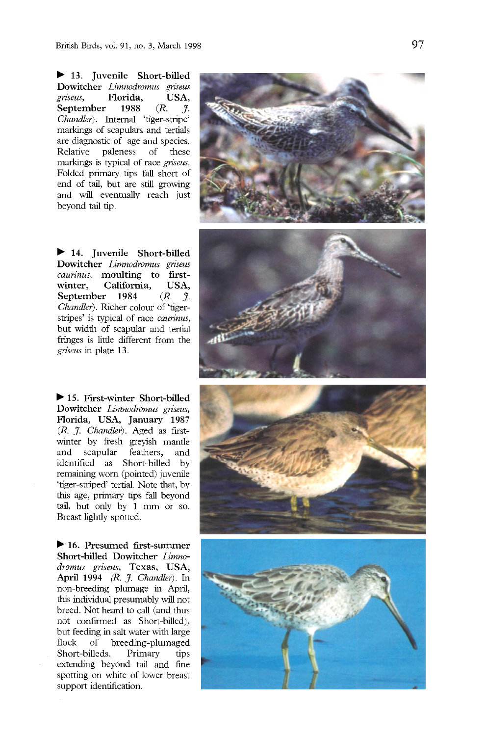▶ **13. Juvenile Short-billed Dowitcher** ***Limnodromus griseus griseus*****, Florida, USA, September 1988** (*R. J. Chandler*). Internal 'tiger-stripe' markings of scapulars and tertials are diagnostic of age and species. Relative paleness of these markings is typical of race *griseus*. Folded primary tips fall short of end of tail, but are still growing and will eventually reach just beyond tail tip.

▶ **14. Juvenile Short-billed Dowitcher** ***Limnodromus griseus caurinus*****, moulting to first-winter, California, USA, September 1984** (*R. J. Chandler*). Richer colour of 'tiger-stripes' is typical of race *caurinus*, but width of scapular and tertial fringes is little different from the *griseus* in plate **13**.

▶ **15. First-winter Short-billed Dowitcher** ***Limnodromus griseus*****, Florida, USA, January 1987** (*R. J. Chandler*). Aged as first-winter by fresh greyish mantle and scapular feathers, and identified as Short-billed by remaining worn (pointed) juvenile 'tiger-striped' tertial. Note that, by this age, primary tips fall beyond tail, but only by 1 mm or so. Breast lightly spotted.

▶ **16. Presumed first-summer Short-billed Dowitcher** ***Limnodromus griseus*****, Texas, USA, April 1994** (*R. J. Chandler*). In non-breeding plumage in April, this individual presumably will not breed. Not heard to call (and thus not confirmed as Short-billed), but feeding in salt water with large flock of breeding-plumaged Short-billeds. Primary tips extending beyond tail and fine spotting on white of lower breast support identification.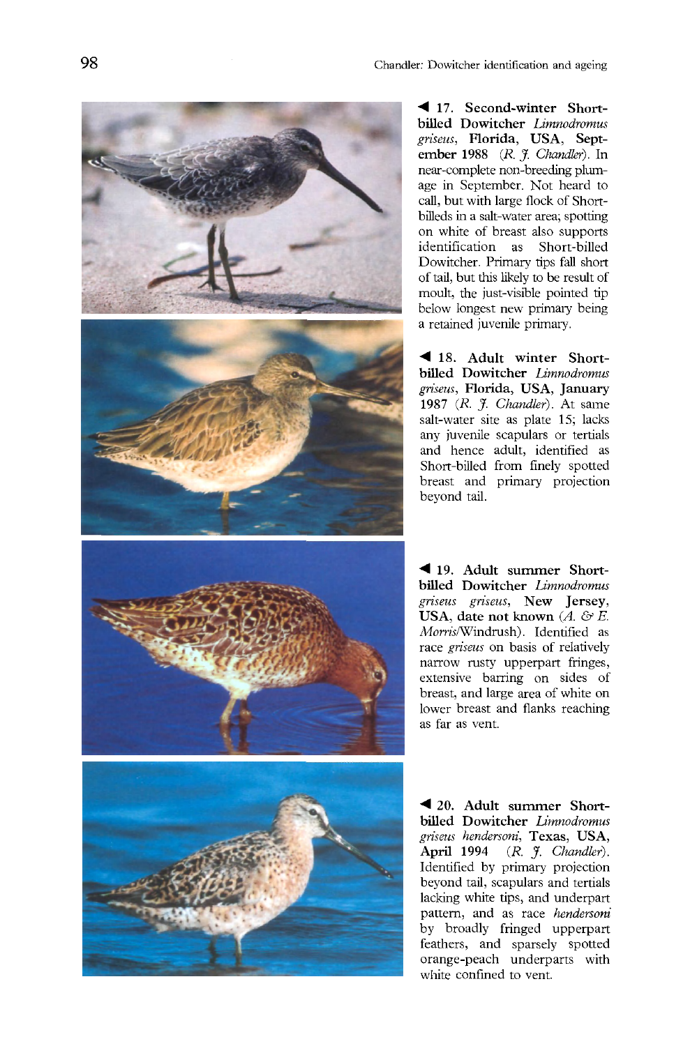◀ **17. Second-winter Short-billed Dowitcher *Limnodromus griseus*, Florida, USA, September 1988** (*R. J. Chandler*). In near-complete non-breeding plumage in September. Not heard to call, but with large flock of Short-billeds in a salt-water area; spotting on white of breast also supports identification as Short-billed Dowitcher. Primary tips fall short of tail, but this likely to be result of moult, the just-visible pointed tip below longest new primary being a retained juvenile primary.

◀ **18. Adult winter Short-billed Dowitcher *Limnodromus griseus*, Florida, USA, January 1987** (*R. J. Chandler*). At same salt-water site as plate 15; lacks any juvenile scapulars or tertials and hence adult, identified as Short-billed from finely spotted breast and primary projection beyond tail.

◀ **19. Adult summer Short-billed Dowitcher *Limnodromus griseus griseus*, New Jersey, USA, date not known** (*A. & E. Morris*/Windrush). Identified as race *griseus* on basis of relatively narrow rusty upperpart fringes, extensive barring on sides of breast, and large area of white on lower breast and flanks reaching as far as vent.

◀ **20. Adult summer Short-billed Dowitcher *Limnodromus griseus hendersoni*, Texas, USA, April 1994** (*R. J. Chandler*). Identified by primary projection beyond tail, scapulars and tertials lacking white tips, and underpart pattern, and as race *hendersoni* by broadly fringed upperpart feathers, and sparsely spotted orange-peach underparts with white confined to vent.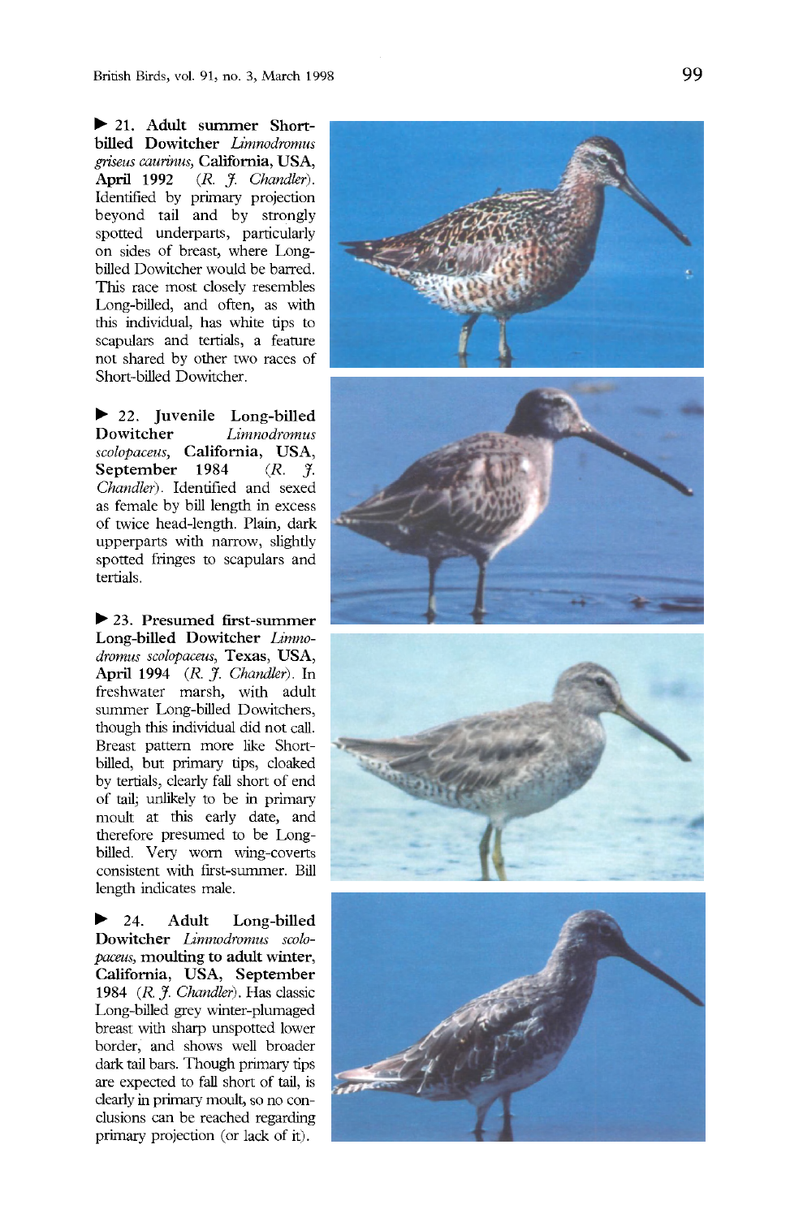▶ **21. Adult summer Short-billed Dowitcher** *Limnodromus griseus caurinus*, **California, USA, April 1992** (*R. J. Chandler*). Identified by primary projection beyond tail and by strongly spotted underparts, particularly on sides of breast, where Long-billed Dowitcher would be barred. This race most closely resembles Long-billed, and often, as with this individual, has white tips to scapulars and tertials, a feature not shared by other two races of Short-billed Dowitcher.

▶ **22. Juvenile Long-billed Dowitcher** *Limnodromus scolopaceus*, **California, USA, September 1984** (*R. J. Chandler*). Identified and sexed as female by bill length in excess of twice head-length. Plain, dark upperparts with narrow, slightly spotted fringes to scapulars and tertials.

▶ **23. Presumed first-summer Long-billed Dowitcher** *Limnodromus scolopaceus*, **Texas, USA, April 1994** (*R. J. Chandler*). In freshwater marsh, with adult summer Long-billed Dowitchers, though this individual did not call. Breast pattern more like Short-billed, but primary tips, cloaked by tertials, clearly fall short of end of tail; unlikely to be in primary moult at this early date, and therefore presumed to be Long-billed. Very worn wing-coverts consistent with first-summer. Bill length indicates male.

▶ **24. Adult Long-billed Dowitcher** *Limnodromus scolopaceus*, **moulting to adult winter, California, USA, September 1984** (*R. J. Chandler*). Has classic Long-billed grey winter-plumaged breast with sharp unspotted lower border, and shows well broader dark tail bars. Though primary tips are expected to fall short of tail, is clearly in primary moult, so no conclusions can be reached regarding primary projection (or lack of it).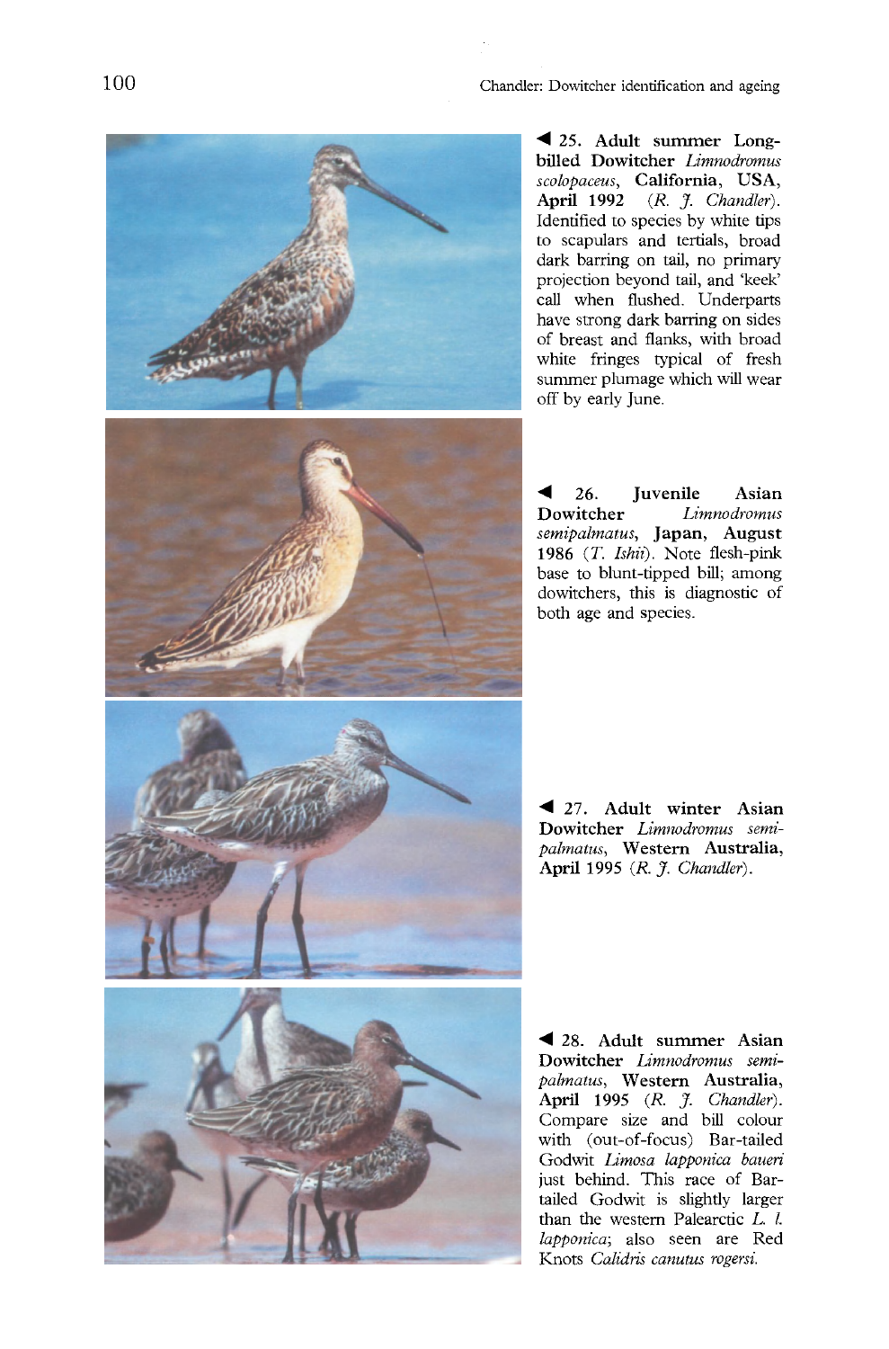◀ **25. Adult summer Long-billed Dowitcher** ***Limnodromus scolopaceus*****, California, USA, April 1992** (*R. J. Chandler*). Identified to species by white tips to scapulars and tertials, broad dark barring on tail, no primary projection beyond tail, and 'keek' call when flushed. Underparts have strong dark barring on sides of breast and flanks, with broad white fringes typical of fresh summer plumage which will wear off by early June.

◀ **26. Juvenile Asian Dowitcher** ***Limnodromus semipalmatus*****, Japan, August 1986** (*T. Ishii*). Note flesh-pink base to blunt-tipped bill; among dowitchers, this is diagnostic of both age and species.

◀ **27. Adult winter Asian Dowitcher** ***Limnodromus semipalmatus*****, Western Australia, April 1995** (*R. J. Chandler*).

◀ **28. Adult summer Asian Dowitcher** ***Limnodromus semipalmatus*****, Western Australia, April 1995** (*R. J. Chandler*). Compare size and bill colour with (out-of-focus) Bar-tailed Godwit *Limosa lapponica baueri* just behind. This race of Bar-tailed Godwit is slightly larger than the western Palearctic *L. l. lapponica*; also seen are Red Knots *Calidris canutus rogersi*.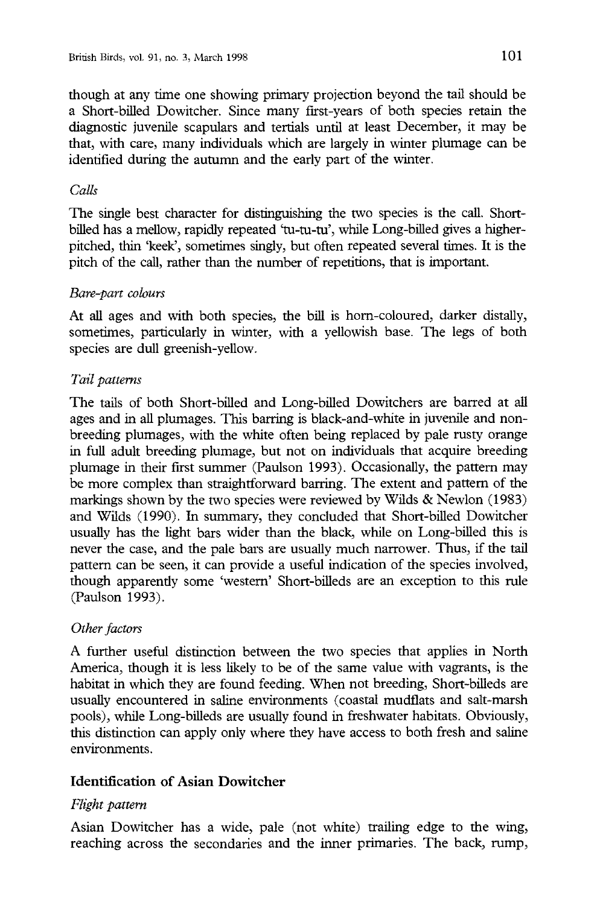though at any time one showing primary projection beyond the tail should be a Short-billed Dowitcher. Since many first-years of both species retain the diagnostic juvenile scapulars and tertials until at least December, it may be that, with care, many individuals which are largely in winter plumage can be identified during the autumn and the early part of the winter.

*Calls*

The single best character for distinguishing the two species is the call. Short-billed has a mellow, rapidly repeated 'tu-tu-tu', while Long-billed gives a higher-pitched, thin 'keek', sometimes singly, but often repeated several times. It is the pitch of the call, rather than the number of repetitions, that is important.

*Bare-part colours*

At all ages and with both species, the bill is horn-coloured, darker distally, sometimes, particularly in winter, with a yellowish base. The legs of both species are dull greenish-yellow.

*Tail patterns*

The tails of both Short-billed and Long-billed Dowitchers are barred at all ages and in all plumages. This barring is black-and-white in juvenile and non-breeding plumages, with the white often being replaced by pale rusty orange in full adult breeding plumage, but not on individuals that acquire breeding plumage in their first summer (Paulson 1993). Occasionally, the pattern may be more complex than straightforward barring. The extent and pattern of the markings shown by the two species were reviewed by Wilds & Newlon (1983) and Wilds (1990). In summary, they concluded that Short-billed Dowitcher usually has the light bars wider than the black, while on Long-billed this is never the case, and the pale bars are usually much narrower. Thus, if the tail pattern can be seen, it can provide a useful indication of the species involved, though apparently some 'western' Short-billeds are an exception to this rule (Paulson 1993).

*Other factors*

A further useful distinction between the two species that applies in North America, though it is less likely to be of the same value with vagrants, is the habitat in which they are found feeding. When not breeding, Short-billeds are usually encountered in saline environments (coastal mudflats and salt-marsh pools), while Long-billeds are usually found in freshwater habitats. Obviously, this distinction can apply only where they have access to both fresh and saline environments.

## Identification of Asian Dowitcher

*Flight pattern*

Asian Dowitcher has a wide, pale (not white) trailing edge to the wing, reaching across the secondaries and the inner primaries. The back, rump,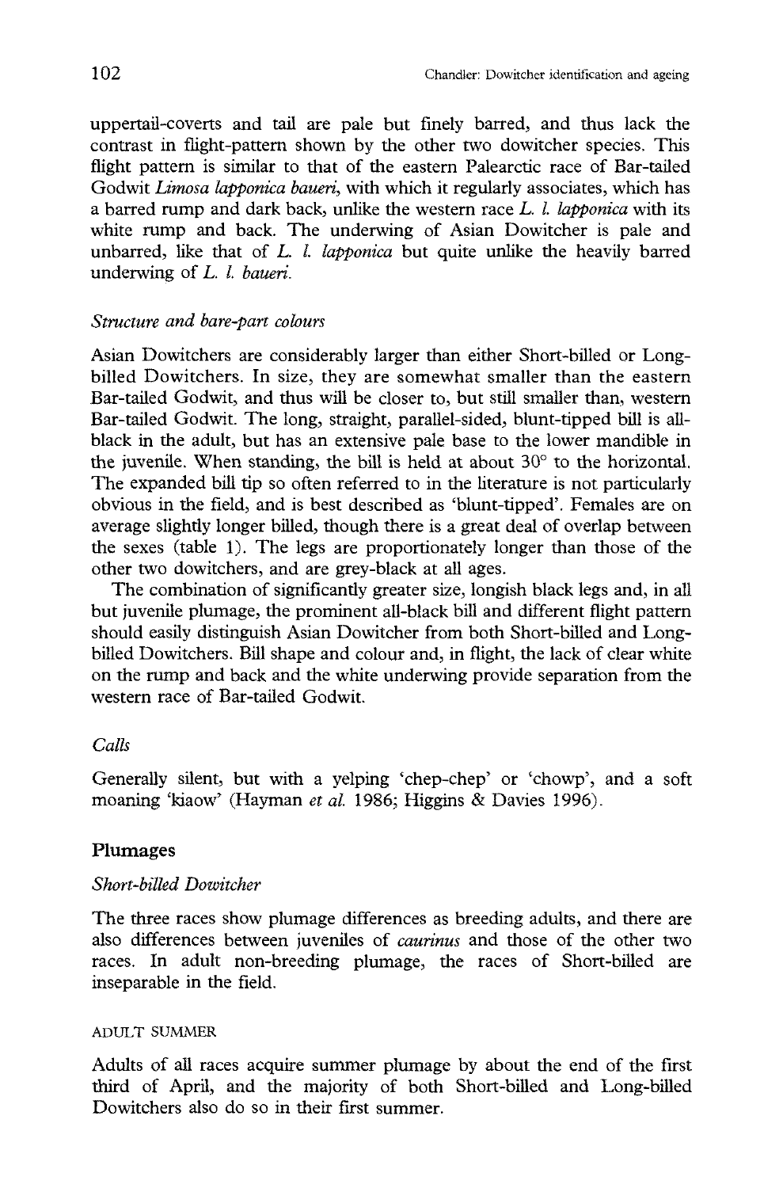uppertail-coverts and tail are pale but finely barred, and thus lack the contrast in flight-pattern shown by the other two dowitcher species. This flight pattern is similar to that of the eastern Palearctic race of Bar-tailed Godwit *Limosa lapponica baueri*, with which it regularly associates, which has a barred rump and dark back, unlike the western race *L. l. lapponica* with its white rump and back. The underwing of Asian Dowitcher is pale and unbarred, like that of *L. l. lapponica* but quite unlike the heavily barred underwing of *L. l. baueri*.

### *Structure and bare-part colours*

Asian Dowitchers are considerably larger than either Short-billed or Long-billed Dowitchers. In size, they are somewhat smaller than the eastern Bar-tailed Godwit, and thus will be closer to, but still smaller than, western Bar-tailed Godwit. The long, straight, parallel-sided, blunt-tipped bill is all-black in the adult, but has an extensive pale base to the lower mandible in the juvenile. When standing, the bill is held at about 30° to the horizontal. The expanded bill tip so often referred to in the literature is not particularly obvious in the field, and is best described as 'blunt-tipped'. Females are on average slightly longer billed, though there is a great deal of overlap between the sexes (table 1). The legs are proportionately longer than those of the other two dowitchers, and are grey-black at all ages.

The combination of significantly greater size, longish black legs and, in all but juvenile plumage, the prominent all-black bill and different flight pattern should easily distinguish Asian Dowitcher from both Short-billed and Long-billed Dowitchers. Bill shape and colour and, in flight, the lack of clear white on the rump and back and the white underwing provide separation from the western race of Bar-tailed Godwit.

### *Calls*

Generally silent, but with a yelping 'chep-chep' or 'chowp', and a soft moaning 'kiaow' (Hayman *et al.* 1986; Higgins & Davies 1996).

## Plumages

### *Short-billed Dowitcher*

The three races show plumage differences as breeding adults, and there are also differences between juveniles of *caurinus* and those of the other two races. In adult non-breeding plumage, the races of Short-billed are inseparable in the field.

#### ADULT SUMMER

Adults of all races acquire summer plumage by about the end of the first third of April, and the majority of both Short-billed and Long-billed Dowitchers also do so in their first summer.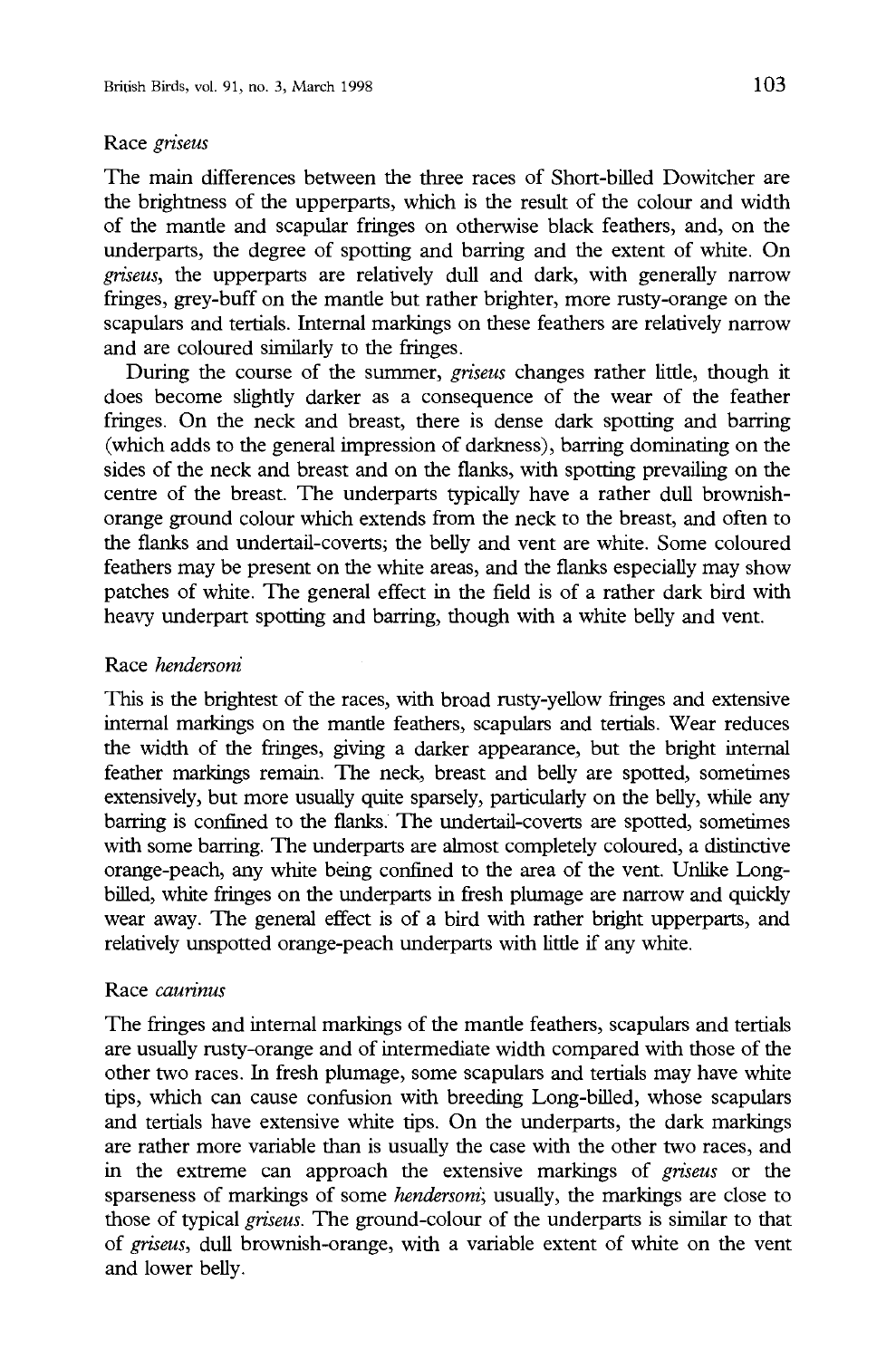### Race *griseus*

The main differences between the three races of Short-billed Dowitcher are the brightness of the upperparts, which is the result of the colour and width of the mantle and scapular fringes on otherwise black feathers, and, on the underparts, the degree of spotting and barring and the extent of white. On *griseus*, the upperparts are relatively dull and dark, with generally narrow fringes, grey-buff on the mantle but rather brighter, more rusty-orange on the scapulars and tertials. Internal markings on these feathers are relatively narrow and are coloured similarly to the fringes.

During the course of the summer, *griseus* changes rather little, though it does become slightly darker as a consequence of the wear of the feather fringes. On the neck and breast, there is dense dark spotting and barring (which adds to the general impression of darkness), barring dominating on the sides of the neck and breast and on the flanks, with spotting prevailing on the centre of the breast. The underparts typically have a rather dull brownish-orange ground colour which extends from the neck to the breast, and often to the flanks and undertail-coverts; the belly and vent are white. Some coloured feathers may be present on the white areas, and the flanks especially may show patches of white. The general effect in the field is of a rather dark bird with heavy underpart spotting and barring, though with a white belly and vent.

### Race *hendersoni*

This is the brightest of the races, with broad rusty-yellow fringes and extensive internal markings on the mantle feathers, scapulars and tertials. Wear reduces the width of the fringes, giving a darker appearance, but the bright internal feather markings remain. The neck, breast and belly are spotted, sometimes extensively, but more usually quite sparsely, particularly on the belly, while any barring is confined to the flanks. The undertail-coverts are spotted, sometimes with some barring. The underparts are almost completely coloured, a distinctive orange-peach, any white being confined to the area of the vent. Unlike Long-billed, white fringes on the underparts in fresh plumage are narrow and quickly wear away. The general effect is of a bird with rather bright upperparts, and relatively unspotted orange-peach underparts with little if any white.

### Race *caurinus*

The fringes and internal markings of the mantle feathers, scapulars and tertials are usually rusty-orange and of intermediate width compared with those of the other two races. In fresh plumage, some scapulars and tertials may have white tips, which can cause confusion with breeding Long-billed, whose scapulars and tertials have extensive white tips. On the underparts, the dark markings are rather more variable than is usually the case with the other two races, and in the extreme can approach the extensive markings of *griseus* or the sparseness of markings of some *hendersoni*; usually, the markings are close to those of typical *griseus*. The ground-colour of the underparts is similar to that of *griseus*, dull brownish-orange, with a variable extent of white on the vent and lower belly.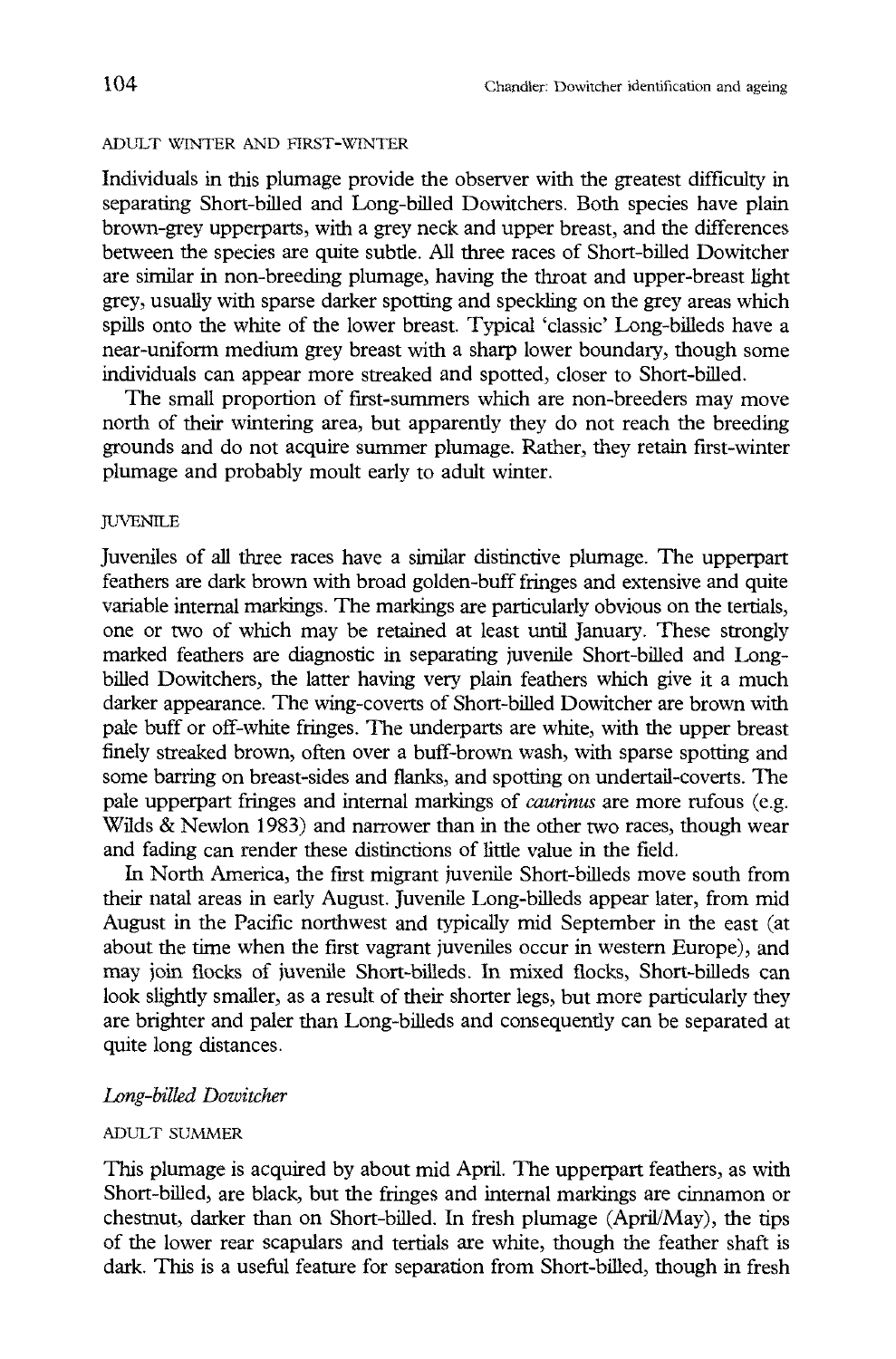#### ADULT WINTER AND FIRST-WINTER

Individuals in this plumage provide the observer with the greatest difficulty in separating Short-billed and Long-billed Dowitchers. Both species have plain brown-grey upperparts, with a grey neck and upper breast, and the differences between the species are quite subtle. All three races of Short-billed Dowitcher are similar in non-breeding plumage, having the throat and upper-breast light grey, usually with sparse darker spotting and speckling on the grey areas which spills onto the white of the lower breast. Typical 'classic' Long-billeds have a near-uniform medium grey breast with a sharp lower boundary, though some individuals can appear more streaked and spotted, closer to Short-billed.

The small proportion of first-summers which are non-breeders may move north of their wintering area, but apparently they do not reach the breeding grounds and do not acquire summer plumage. Rather, they retain first-winter plumage and probably moult early to adult winter.

#### JUVENILE

Juveniles of all three races have a similar distinctive plumage. The upperpart feathers are dark brown with broad golden-buff fringes and extensive and quite variable internal markings. The markings are particularly obvious on the tertials, one or two of which may be retained at least until January. These strongly marked feathers are diagnostic in separating juvenile Short-billed and Long-billed Dowitchers, the latter having very plain feathers which give it a much darker appearance. The wing-coverts of Short-billed Dowitcher are brown with pale buff or off-white fringes. The underparts are white, with the upper breast finely streaked brown, often over a buff-brown wash, with sparse spotting and some barring on breast-sides and flanks, and spotting on undertail-coverts. The pale upperpart fringes and internal markings of *caurinus* are more rufous (e.g. Wilds & Newlon 1983) and narrower than in the other two races, though wear and fading can render these distinctions of little value in the field.

In North America, the first migrant juvenile Short-billeds move south from their natal areas in early August. Juvenile Long-billeds appear later, from mid August in the Pacific northwest and typically mid September in the east (at about the time when the first vagrant juveniles occur in western Europe), and may join flocks of juvenile Short-billeds. In mixed flocks, Short-billeds can look slightly smaller, as a result of their shorter legs, but more particularly they are brighter and paler than Long-billeds and consequently can be separated at quite long distances.

### *Long-billed Dowitcher*

#### ADULT SUMMER

This plumage is acquired by about mid April. The upperpart feathers, as with Short-billed, are black, but the fringes and internal markings are cinnamon or chestnut, darker than on Short-billed. In fresh plumage (April/May), the tips of the lower rear scapulars and tertials are white, though the feather shaft is dark. This is a useful feature for separation from Short-billed, though in fresh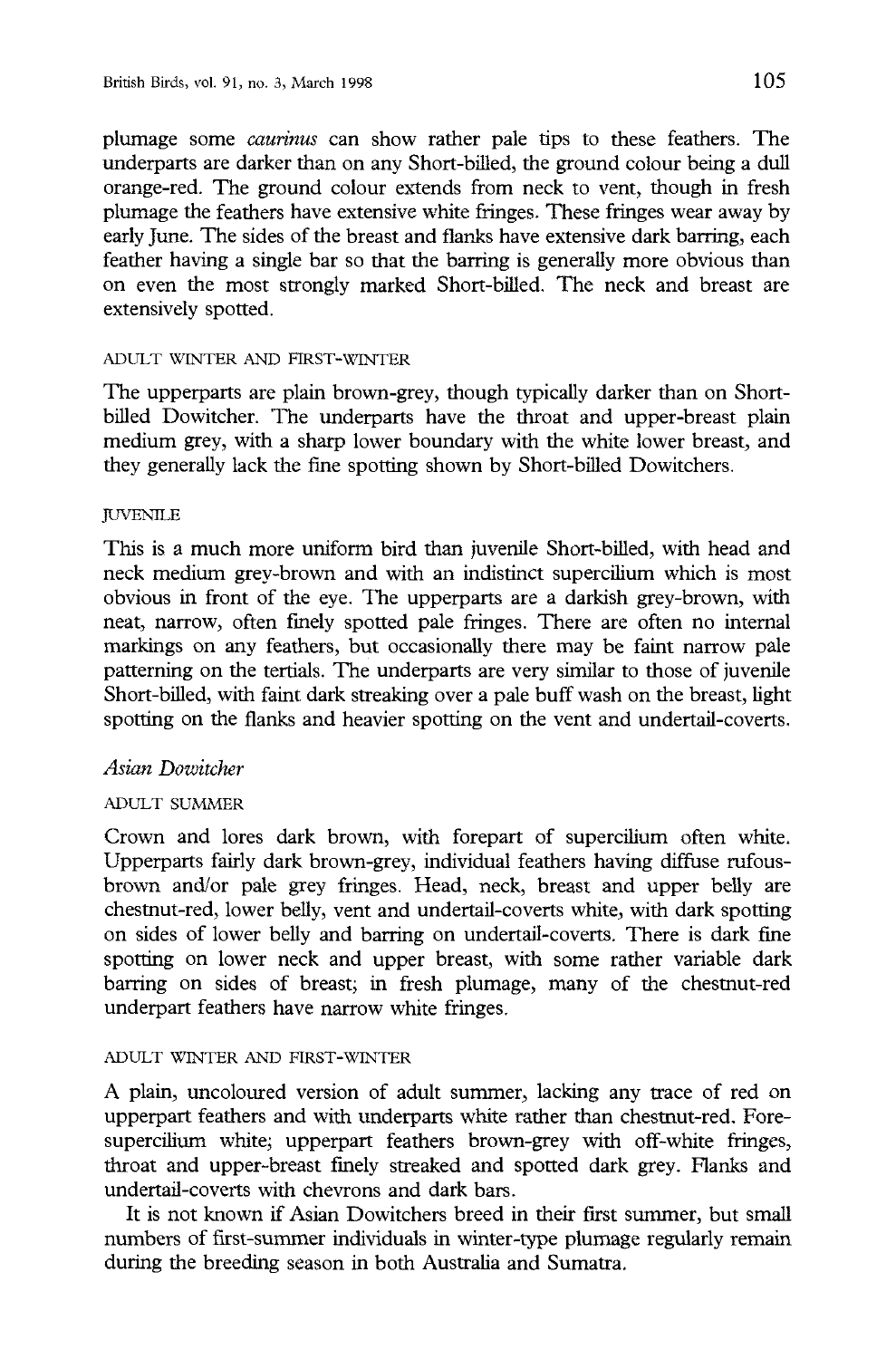plumage some *caurinus* can show rather pale tips to these feathers. The underparts are darker than on any Short-billed, the ground colour being a dull orange-red. The ground colour extends from neck to vent, though in fresh plumage the feathers have extensive white fringes. These fringes wear away by early June. The sides of the breast and flanks have extensive dark barring, each feather having a single bar so that the barring is generally more obvious than on even the most strongly marked Short-billed. The neck and breast are extensively spotted.

#### ADULT WINTER AND FIRST-WINTER

The upperparts are plain brown-grey, though typically darker than on Short-billed Dowitcher. The underparts have the throat and upper-breast plain medium grey, with a sharp lower boundary with the white lower breast, and they generally lack the fine spotting shown by Short-billed Dowitchers.

#### JUVENILE

This is a much more uniform bird than juvenile Short-billed, with head and neck medium grey-brown and with an indistinct supercilium which is most obvious in front of the eye. The upperparts are a darkish grey-brown, with neat, narrow, often finely spotted pale fringes. There are often no internal markings on any feathers, but occasionally there may be faint narrow pale patterning on the tertials. The underparts are very similar to those of juvenile Short-billed, with faint dark streaking over a pale buff wash on the breast, light spotting on the flanks and heavier spotting on the vent and undertail-coverts.

### *Asian Dowitcher*

#### ADULT SUMMER

Crown and lores dark brown, with forepart of supercilium often white. Upperparts fairly dark brown-grey, individual feathers having diffuse rufous-brown and/or pale grey fringes. Head, neck, breast and upper belly are chestnut-red, lower belly, vent and undertail-coverts white, with dark spotting on sides of lower belly and barring on undertail-coverts. There is dark fine spotting on lower neck and upper breast, with some rather variable dark barring on sides of breast; in fresh plumage, many of the chestnut-red underpart feathers have narrow white fringes.

#### ADULT WINTER AND FIRST-WINTER

A plain, uncoloured version of adult summer, lacking any trace of red on upperpart feathers and with underparts white rather than chestnut-red. Fore-supercilium white; upperpart feathers brown-grey with off-white fringes, throat and upper-breast finely streaked and spotted dark grey. Flanks and undertail-coverts with chevrons and dark bars.

It is not known if Asian Dowitchers breed in their first summer, but small numbers of first-summer individuals in winter-type plumage regularly remain during the breeding season in both Australia and Sumatra.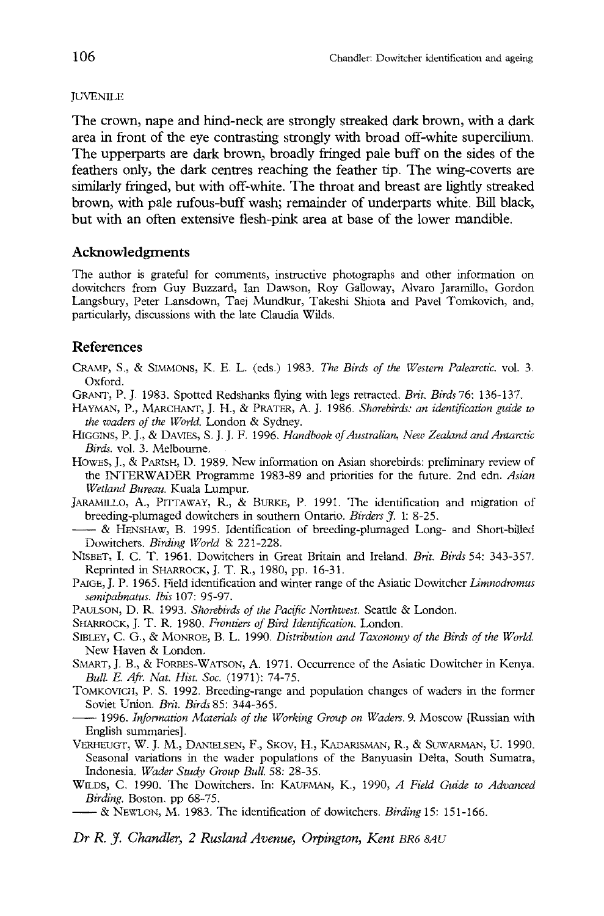JUVENILE

The crown, nape and hind-neck are strongly streaked dark brown, with a dark area in front of the eye contrasting strongly with broad off-white supercilium. The upperparts are dark brown, broadly fringed pale buff on the sides of the feathers only, the dark centres reaching the feather tip. The wing-coverts are similarly fringed, but with off-white. The throat and breast are lightly streaked brown, with pale rufous-buff wash; remainder of underparts white. Bill black, but with an often extensive flesh-pink area at base of the lower mandible.

## Acknowledgments

The author is grateful for comments, instructive photographs and other information on dowitchers from Guy Buzzard, Ian Dawson, Roy Galloway, Alvaro Jaramillo, Gordon Langsbury, Peter Lansdown, Taej Mundkur, Takeshi Shiota and Pavel Tomkovich, and, particularly, discussions with the late Claudia Wilds.

## References

CRAMP, S., & SIMMONS, K. E. L. (eds.) 1983. *The Birds of the Western Palearctic.* vol. 3. Oxford.

GRANT, P. J. 1983. Spotted Redshanks flying with legs retracted. *Brit. Birds* 76: 136-137.

HAYMAN, P., MARCHANT, J. H., & PRATER, A. J. 1986. *Shorebirds: an identification guide to the waders of the World.* London & Sydney.

HIGGINS, P. J., & DAVIES, S. J. J. F. 1996. *Handbook of Australian, New Zealand and Antarctic Birds.* vol. 3. Melbourne.

HOWES, J., & PARISH, D. 1989. New information on Asian shorebirds: preliminary review of the INTERWADER Programme 1983-89 and priorities for the future. 2nd edn. *Asian Wetland Bureau.* Kuala Lumpur.

JARAMILLO, A., PITTAWAY, R., & BURKE, P. 1991. The identification and migration of breeding-plumaged dowitchers in southern Ontario. *Birders J.* 1: 8-25.

—— & HENSHAW, B. 1995. Identification of breeding-plumaged Long- and Short-billed Dowitchers. *Birding World* 8: 221-228.

NISBET, I. C. T. 1961. Dowitchers in Great Britain and Ireland. *Brit. Birds* 54: 343-357. Reprinted in SHARROCK, J. T. R., 1980, pp. 16-31.

PAIGE, J. P. 1965. Field identification and winter range of the Asiatic Dowitcher *Limnodromus semipalmatus. Ibis* 107: 95-97.

PAULSON, D. R. 1993. *Shorebirds of the Pacific Northwest.* Seattle & London.

SHARROCK, J. T. R. 1980. *Frontiers of Bird Identification.* London.

SIBLEY, C. G., & MONROE, B. L. 1990. *Distribution and Taxonomy of the Birds of the World.* New Haven & London.

SMART, J. B., & FORBES-WATSON, A. 1971. Occurrence of the Asiatic Dowitcher in Kenya. *Bull. E. Afr. Nat. Hist. Soc.* (1971): 74-75.

TOMKOVICH, P. S. 1992. Breeding-range and population changes of waders in the former Soviet Union. *Brit. Birds* 85: 344-365.

—— 1996. *Information Materials of the Working Group on Waders.* 9. Moscow [Russian with English summaries].

VERHEUGT, W. J. M., DANIELSEN, F., SKOV, H., KADARISMAN, R., & SUWARMAN, U. 1990. Seasonal variations in the wader populations of the Banyuasin Delta, South Sumatra, Indonesia. *Wader Study Group Bull.* 58: 28-35.

WILDS, C. 1990. The Dowitchers. In: KAUFMAN, K., 1990, *A Field Guide to Advanced Birding.* Boston. pp 68-75.

—— & NEWLON, M. 1983. The identification of dowitchers. *Birding* 15: 151-166.

*Dr R. J. Chandler, 2 Rusland Avenue, Orpington, Kent BR6 8AU*